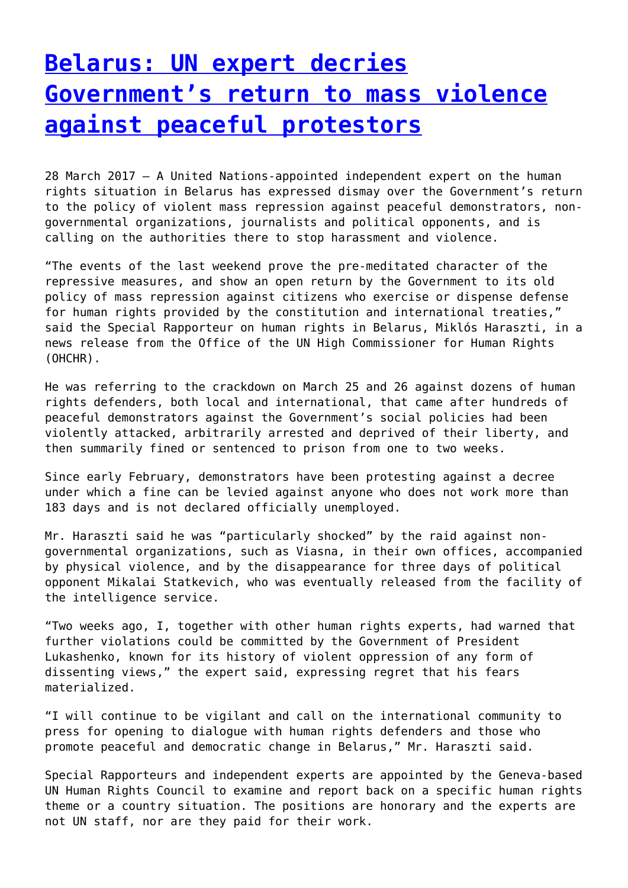# [Belarus: UN expert decries Government's return to mass violence against peaceful protestors]

28 March 2017 – A United Nations-appointed independent expert on the human rights situation in Belarus has expressed dismay over the Government's return to the policy of violent mass repression against peaceful demonstrators, non-governmental organizations, journalists and political opponents, and is calling on the authorities there to stop harassment and violence.

"The events of the last weekend prove the pre-meditated character of the repressive measures, and show an open return by the Government to its old policy of mass repression against citizens who exercise or dispense defense for human rights provided by the constitution and international treaties," said the Special Rapporteur on human rights in Belarus, Miklós Haraszti, in a news release from the Office of the UN High Commissioner for Human Rights (OHCHR).

He was referring to the crackdown on March 25 and 26 against dozens of human rights defenders, both local and international, that came after hundreds of peaceful demonstrators against the Government's social policies had been violently attacked, arbitrarily arrested and deprived of their liberty, and then summarily fined or sentenced to prison from one to two weeks.

Since early February, demonstrators have been protesting against a decree under which a fine can be levied against anyone who does not work more than 183 days and is not declared officially unemployed.

Mr. Haraszti said he was "particularly shocked" by the raid against non-governmental organizations, such as Viasna, in their own offices, accompanied by physical violence, and by the disappearance for three days of political opponent Mikalai Statkevich, who was eventually released from the facility of the intelligence service.

"Two weeks ago, I, together with other human rights experts, had warned that further violations could be committed by the Government of President Lukashenko, known for its history of violent oppression of any form of dissenting views," the expert said, expressing regret that his fears materialized.

"I will continue to be vigilant and call on the international community to press for opening to dialogue with human rights defenders and those who promote peaceful and democratic change in Belarus," Mr. Haraszti said.

Special Rapporteurs and independent experts are appointed by the Geneva-based UN Human Rights Council to examine and report back on a specific human rights theme or a country situation. The positions are honorary and the experts are not UN staff, nor are they paid for their work.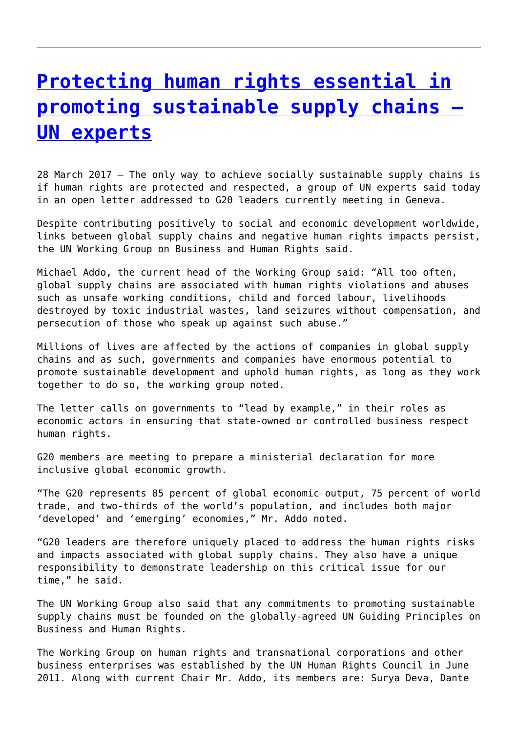# [Protecting human rights essential in promoting sustainable supply chains – UN experts]

28 March 2017 – The only way to achieve socially sustainable supply chains is if human rights are protected and respected, a group of UN experts said today in an open letter addressed to G20 leaders currently meeting in Geneva.

Despite contributing positively to social and economic development worldwide, links between global supply chains and negative human rights impacts persist, the UN Working Group on Business and Human Rights said.

Michael Addo, the current head of the Working Group said: "All too often, global supply chains are associated with human rights violations and abuses such as unsafe working conditions, child and forced labour, livelihoods destroyed by toxic industrial wastes, land seizures without compensation, and persecution of those who speak up against such abuse."

Millions of lives are affected by the actions of companies in global supply chains and as such, governments and companies have enormous potential to promote sustainable development and uphold human rights, as long as they work together to do so, the working group noted.

The letter calls on governments to "lead by example," in their roles as economic actors in ensuring that state-owned or controlled business respect human rights.

G20 members are meeting to prepare a ministerial declaration for more inclusive global economic growth.

"The G20 represents 85 percent of global economic output, 75 percent of world trade, and two-thirds of the world's population, and includes both major 'developed' and 'emerging' economies," Mr. Addo noted.

"G20 leaders are therefore uniquely placed to address the human rights risks and impacts associated with global supply chains. They also have a unique responsibility to demonstrate leadership on this critical issue for our time," he said.

The UN Working Group also said that any commitments to promoting sustainable supply chains must be founded on the globally-agreed UN Guiding Principles on Business and Human Rights.

The Working Group on human rights and transnational corporations and other business enterprises was established by the UN Human Rights Council in June 2011. Along with current Chair Mr. Addo, its members are: Surya Deva, Dante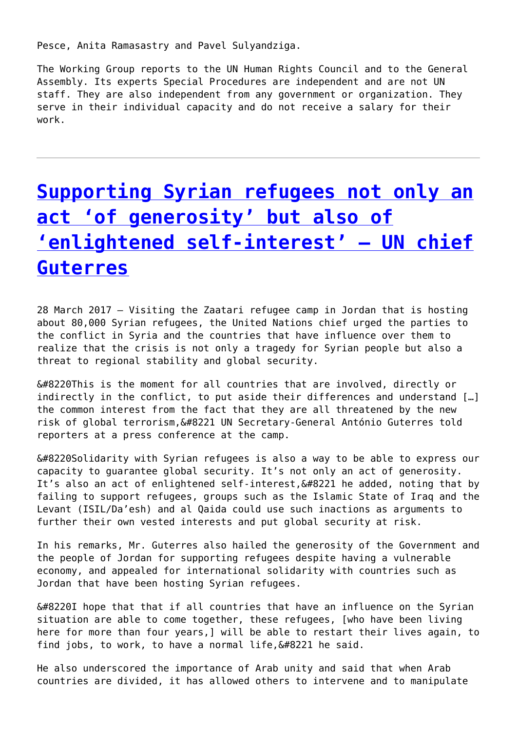Pesce, Anita Ramasastry and Pavel Sulyandziga.

The Working Group reports to the UN Human Rights Council and to the General Assembly. Its experts Special Procedures are independent and are not UN staff. They are also independent from any government or organization. They serve in their individual capacity and do not receive a salary for their work.

---

# Supporting Syrian refugees not only an act ‘of generosity’ but also of ‘enlightened self-interest’ – UN chief Guterres

28 March 2017 – Visiting the Zaatari refugee camp in Jordan that is hosting about 80,000 Syrian refugees, the United Nations chief urged the parties to the conflict in Syria and the countries that have influence over them to realize that the crisis is not only a tragedy for Syrian people but also a threat to regional stability and global security.

&#8220This is the moment for all countries that are involved, directly or indirectly in the conflict, to put aside their differences and understand […] the common interest from the fact that they are all threatened by the new risk of global terrorism,&#8221 UN Secretary-General António Guterres told reporters at a press conference at the camp.

&#8220Solidarity with Syrian refugees is also a way to be able to express our capacity to guarantee global security. It’s not only an act of generosity. It’s also an act of enlightened self-interest,&#8221 he added, noting that by failing to support refugees, groups such as the Islamic State of Iraq and the Levant (ISIL/Da’esh) and al Qaida could use such inactions as arguments to further their own vested interests and put global security at risk.

In his remarks, Mr. Guterres also hailed the generosity of the Government and the people of Jordan for supporting refugees despite having a vulnerable economy, and appealed for international solidarity with countries such as Jordan that have been hosting Syrian refugees.

&#8220I hope that that if all countries that have an influence on the Syrian situation are able to come together, these refugees, [who have been living here for more than four years,] will be able to restart their lives again, to find jobs, to work, to have a normal life,&#8221 he said.

He also underscored the importance of Arab unity and said that when Arab countries are divided, it has allowed others to intervene and to manipulate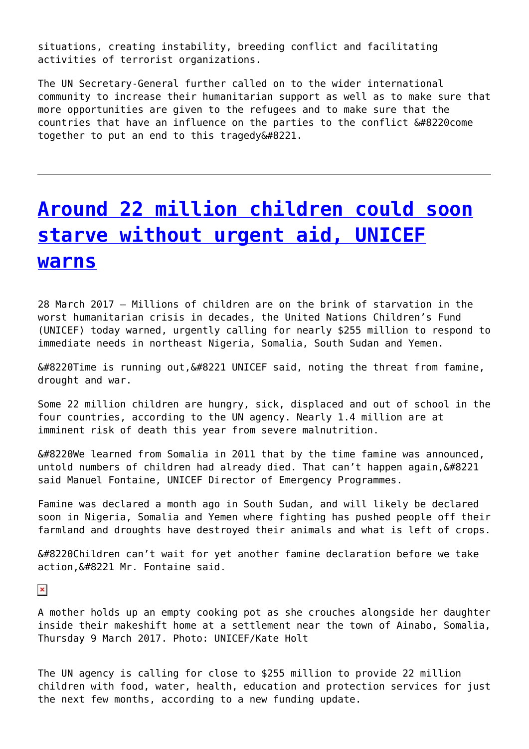situations, creating instability, breeding conflict and facilitating activities of terrorist organizations.

The UN Secretary-General further called on to the wider international community to increase their humanitarian support as well as to make sure that more opportunities are given to the refugees and to make sure that the countries that have an influence on the parties to the conflict &#8220come together to put an end to this tragedy&#8221.

---

## Around 22 million children could soon starve without urgent aid, UNICEF warns

28 March 2017 – Millions of children are on the brink of starvation in the worst humanitarian crisis in decades, the United Nations Children's Fund (UNICEF) today warned, urgently calling for nearly $255 million to respond to immediate needs in northeast Nigeria, Somalia, South Sudan and Yemen.

&#8220Time is running out,&#8221 UNICEF said, noting the threat from famine, drought and war.

Some 22 million children are hungry, sick, displaced and out of school in the four countries, according to the UN agency. Nearly 1.4 million are at imminent risk of death this year from severe malnutrition.

&#8220We learned from Somalia in 2011 that by the time famine was announced, untold numbers of children had already died. That can't happen again,&#8221 said Manuel Fontaine, UNICEF Director of Emergency Programmes.

Famine was declared a month ago in South Sudan, and will likely be declared soon in Nigeria, Somalia and Yemen where fighting has pushed people off their farmland and droughts have destroyed their animals and what is left of crops.

&#8220Children can't wait for yet another famine declaration before we take action,&#8221 Mr. Fontaine said.

A mother holds up an empty cooking pot as she crouches alongside her daughter inside their makeshift home at a settlement near the town of Ainabo, Somalia, Thursday 9 March 2017. Photo: UNICEF/Kate Holt

The UN agency is calling for close to $255 million to provide 22 million children with food, water, health, education and protection services for just the next few months, according to a new funding update.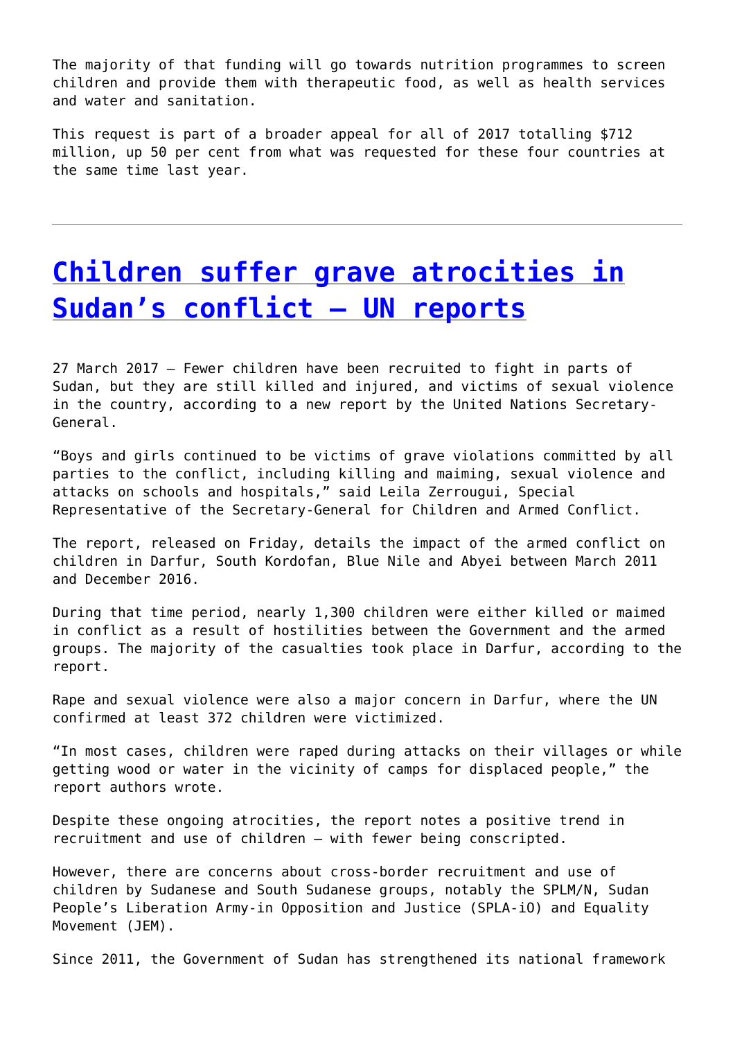The majority of that funding will go towards nutrition programmes to screen children and provide them with therapeutic food, as well as health services and water and sanitation.

This request is part of a broader appeal for all of 2017 totalling $712 million, up 50 per cent from what was requested for these four countries at the same time last year.

---

# Children suffer grave atrocities in Sudan's conflict – UN reports

27 March 2017 – Fewer children have been recruited to fight in parts of Sudan, but they are still killed and injured, and victims of sexual violence in the country, according to a new report by the United Nations Secretary-General.

"Boys and girls continued to be victims of grave violations committed by all parties to the conflict, including killing and maiming, sexual violence and attacks on schools and hospitals," said Leila Zerrougui, Special Representative of the Secretary-General for Children and Armed Conflict.

The report, released on Friday, details the impact of the armed conflict on children in Darfur, South Kordofan, Blue Nile and Abyei between March 2011 and December 2016.

During that time period, nearly 1,300 children were either killed or maimed in conflict as a result of hostilities between the Government and the armed groups. The majority of the casualties took place in Darfur, according to the report.

Rape and sexual violence were also a major concern in Darfur, where the UN confirmed at least 372 children were victimized.

"In most cases, children were raped during attacks on their villages or while getting wood or water in the vicinity of camps for displaced people," the report authors wrote.

Despite these ongoing atrocities, the report notes a positive trend in recruitment and use of children – with fewer being conscripted.

However, there are concerns about cross-border recruitment and use of children by Sudanese and South Sudanese groups, notably the SPLM/N, Sudan People's Liberation Army-in Opposition and Justice (SPLA-iO) and Equality Movement (JEM).

Since 2011, the Government of Sudan has strengthened its national framework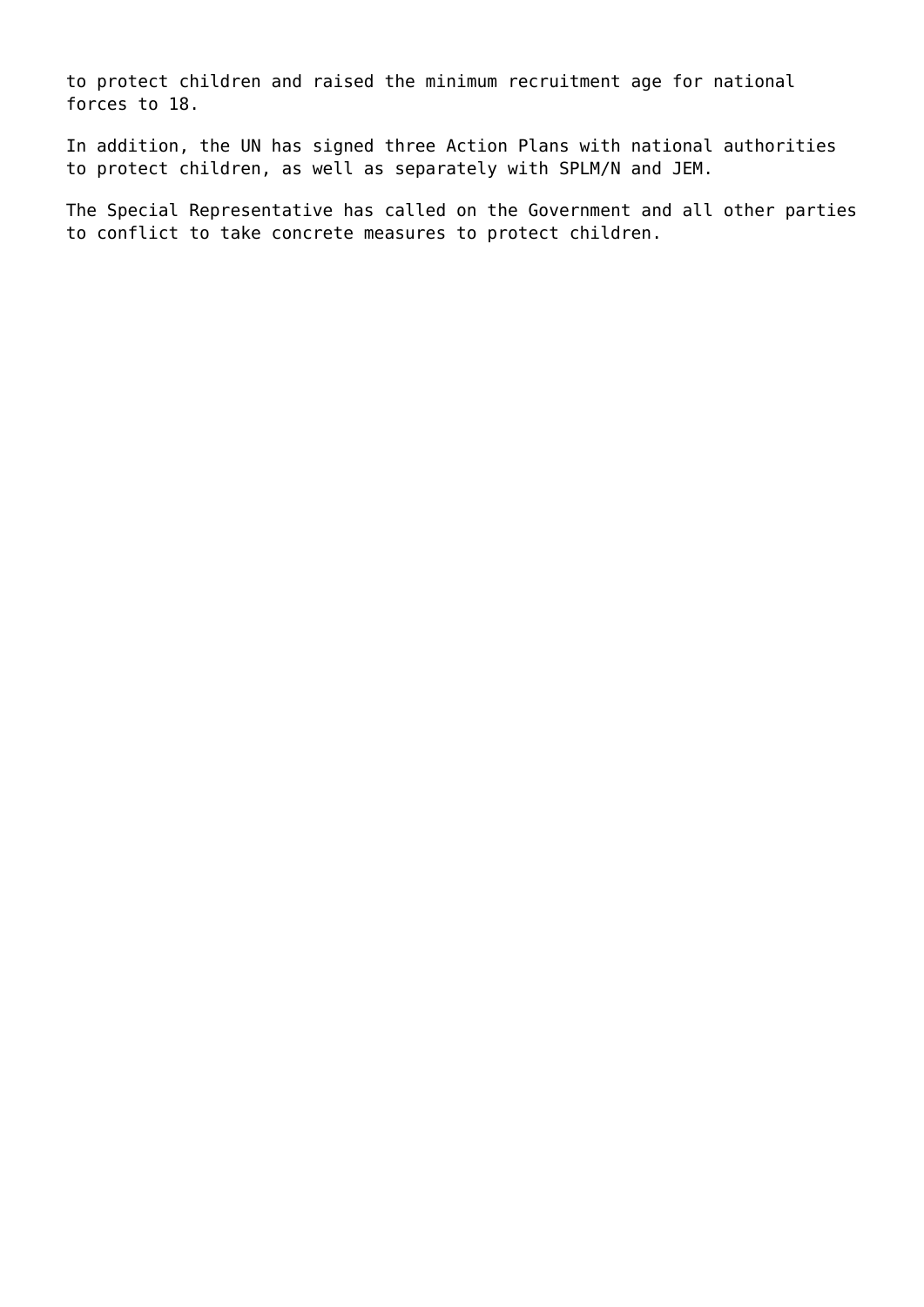to protect children and raised the minimum recruitment age for national forces to 18.

In addition, the UN has signed three Action Plans with national authorities to protect children, as well as separately with SPLM/N and JEM.

The Special Representative has called on the Government and all other parties to conflict to take concrete measures to protect children.